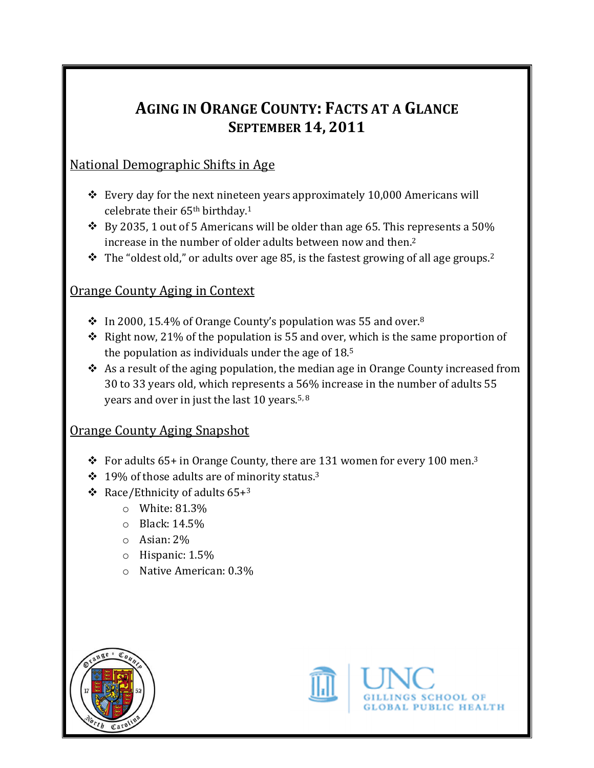# AGING IN ORANGE COUNTY: FACTS AT A GLANCE
## SEPTEMBER 14, 2011

### National Demographic Shifts in Age

- Every day for the next nineteen years approximately 10,000 Americans will celebrate their 65th birthday.[1]
- By 2035, 1 out of 5 Americans will be older than age 65. This represents a 50% increase in the number of older adults between now and then.[2]
- The "oldest old," or adults over age 85, is the fastest growing of all age groups.[2]

### Orange County Aging in Context

- In 2000, 15.4% of Orange County's population was 55 and over.[8]
- Right now, 21% of the population is 55 and over, which is the same proportion of the population as individuals under the age of 18.[5]
- As a result of the aging population, the median age in Orange County increased from 30 to 33 years old, which represents a 56% increase in the number of adults 55 years and over in just the last 10 years.[5, 8]

### Orange County Aging Snapshot

- For adults 65+ in Orange County, there are 131 women for every 100 men.[3]
- 19% of those adults are of minority status.[3]
- Race/Ethnicity of adults 65+[3]
  - White: 81.3%
  - Black: 14.5%
  - Asian: 2%
  - Hispanic: 1.5%
  - Native American: 0.3%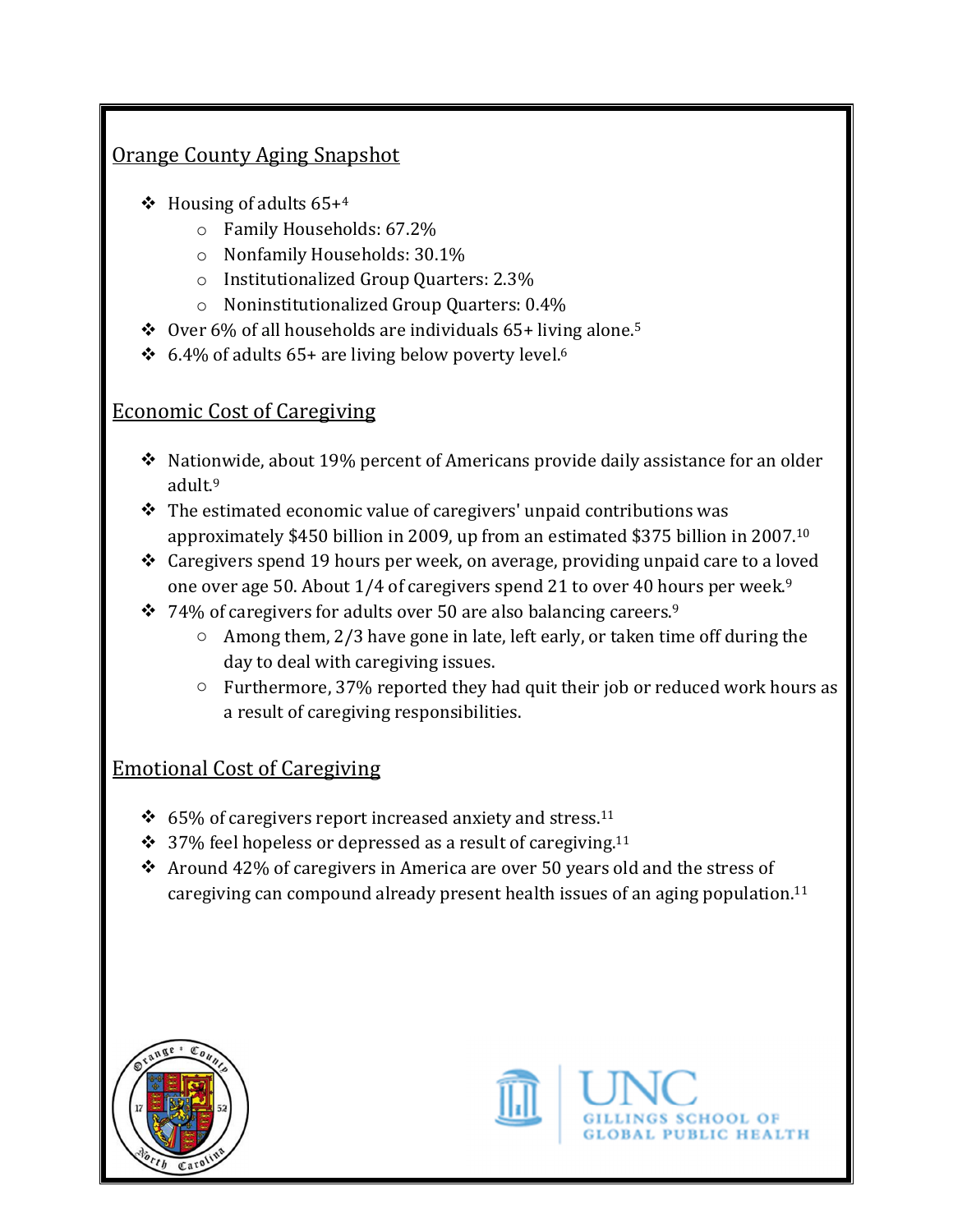## Orange County Aging Snapshot

- Housing of adults 65+[4]
  - Family Households: 67.2%
  - Nonfamily Households: 30.1%
  - Institutionalized Group Quarters: 2.3%
  - Noninstitutionalized Group Quarters: 0.4%
- Over 6% of all households are individuals 65+ living alone.[5]
- 6.4% of adults 65+ are living below poverty level.[6]

## Economic Cost of Caregiving

- Nationwide, about 19% percent of Americans provide daily assistance for an older adult.[9]
- The estimated economic value of caregivers' unpaid contributions was approximately $450 billion in 2009, up from an estimated $375 billion in 2007.[10]
- Caregivers spend 19 hours per week, on average, providing unpaid care to a loved one over age 50. About 1/4 of caregivers spend 21 to over 40 hours per week.[9]
- 74% of caregivers for adults over 50 are also balancing careers.[9]
  - Among them, 2/3 have gone in late, left early, or taken time off during the day to deal with caregiving issues.
  - Furthermore, 37% reported they had quit their job or reduced work hours as a result of caregiving responsibilities.

## Emotional Cost of Caregiving

- 65% of caregivers report increased anxiety and stress.[11]
- 37% feel hopeless or depressed as a result of caregiving.[11]
- Around 42% of caregivers in America are over 50 years old and the stress of caregiving can compound already present health issues of an aging population.[11]

UNC GILLINGS SCHOOL OF GLOBAL PUBLIC HEALTH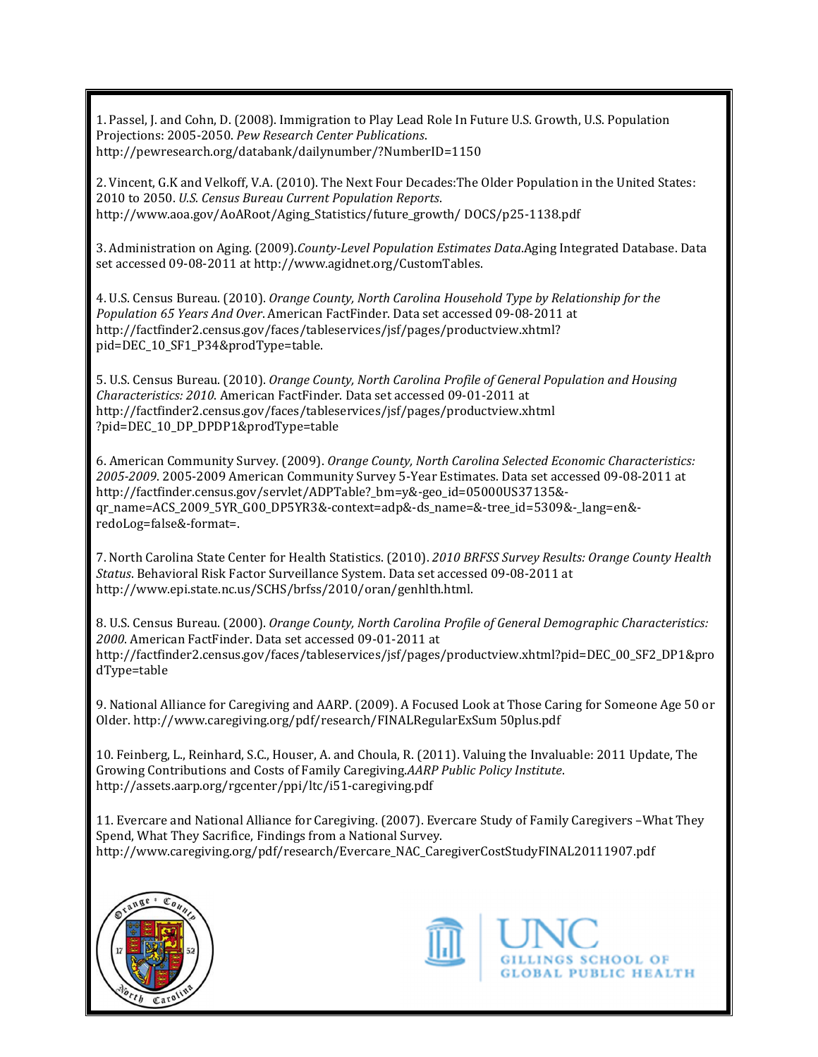1. Passel, J. and Cohn, D. (2008). Immigration to Play Lead Role In Future U.S. Growth, U.S. Population Projections: 2005-2050. *Pew Research Center Publications*. http://pewresearch.org/databank/dailynumber/?NumberID=1150

2. Vincent, G.K and Velkoff, V.A. (2010). The Next Four Decades:The Older Population in the United States: 2010 to 2050. *U.S. Census Bureau Current Population Reports*. http://www.aoa.gov/AoARoot/Aging_Statistics/future_growth/ DOCS/p25-1138.pdf

3. Administration on Aging. (2009).*County-Level Population Estimates Data*.Aging Integrated Database. Data set accessed 09-08-2011 at http://www.agidnet.org/CustomTables.

4. U.S. Census Bureau. (2010). *Orange County, North Carolina Household Type by Relationship for the Population 65 Years And Over*. American FactFinder. Data set accessed 09-08-2011 at http://factfinder2.census.gov/faces/tableservices/jsf/pages/productview.xhtml?pid=DEC_10_SF1_P34&prodType=table.

5. U.S. Census Bureau. (2010). *Orange County, North Carolina Profile of General Population and Housing Characteristics: 2010*. American FactFinder. Data set accessed 09-01-2011 at http://factfinder2.census.gov/faces/tableservices/jsf/pages/productview.xhtml ?pid=DEC_10_DP_DPDP1&prodType=table

6. American Community Survey. (2009). *Orange County, North Carolina Selected Economic Characteristics: 2005-2009*. 2005-2009 American Community Survey 5-Year Estimates. Data set accessed 09-08-2011 at http://factfinder.census.gov/servlet/ADPTable?_bm=y&-geo_id=05000US37135&-qr_name=ACS_2009_5YR_G00_DP5YR3&-context=adp&-ds_name=&-tree_id=5309&-_lang=en&-redoLog=false&-format=.

7. North Carolina State Center for Health Statistics. (2010). *2010 BRFSS Survey Results: Orange County Health Status*. Behavioral Risk Factor Surveillance System. Data set accessed 09-08-2011 at http://www.epi.state.nc.us/SCHS/brfss/2010/oran/genhlth.html.

8. U.S. Census Bureau. (2000). *Orange County, North Carolina Profile of General Demographic Characteristics: 2000*. American FactFinder. Data set accessed 09-01-2011 at http://factfinder2.census.gov/faces/tableservices/jsf/pages/productview.xhtml?pid=DEC_00_SF2_DP1&prodType=table

9. National Alliance for Caregiving and AARP. (2009). A Focused Look at Those Caring for Someone Age 50 or Older. http://www.caregiving.org/pdf/research/FINALRegularExSum 50plus.pdf

10. Feinberg, L., Reinhard, S.C., Houser, A. and Choula, R. (2011). Valuing the Invaluable: 2011 Update, The Growing Contributions and Costs of Family Caregiving.*AARP Public Policy Institute*. http://assets.aarp.org/rgcenter/ppi/ltc/i51-caregiving.pdf

11. Evercare and National Alliance for Caregiving. (2007). Evercare Study of Family Caregivers –What They Spend, What They Sacrifice, Findings from a National Survey. http://www.caregiving.org/pdf/research/Evercare_NAC_CaregiverCostStudyFINAL20111907.pdf

Orange County North Carolina 17 52

UNC GILLINGS SCHOOL OF GLOBAL PUBLIC HEALTH